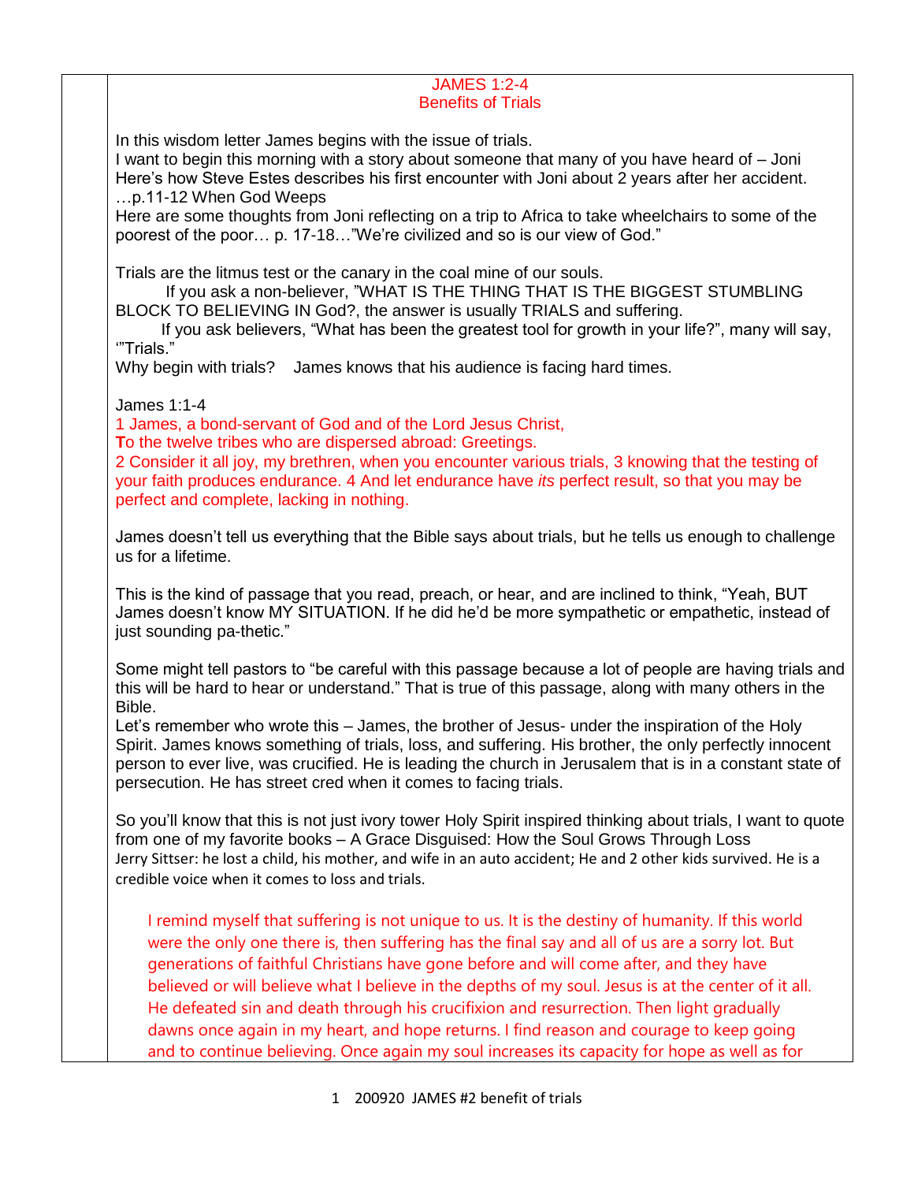# JAMES 1:2-4
## Benefits of Trials

In this wisdom letter James begins with the issue of trials.
I want to begin this morning with a story about someone that many of you have heard of – Joni
Here's how Steve Estes describes his first encounter with Joni about 2 years after her accident. …p.11-12 When God Weeps
Here are some thoughts from Joni reflecting on a trip to Africa to take wheelchairs to some of the poorest of the poor… p. 17-18…"We're civilized and so is our view of God."

Trials are the litmus test or the canary in the coal mine of our souls.
If you ask a non-believer, "WHAT IS THE THING THAT IS THE BIGGEST STUMBLING BLOCK TO BELIEVING IN God?, the answer is usually TRIALS and suffering.
If you ask believers, "What has been the greatest tool for growth in your life?", many will say, '"Trials."
Why begin with trials? James knows that his audience is facing hard times.

James 1:1-4
1 James, a bond-servant of God and of the Lord Jesus Christ,
**T**o the twelve tribes who are dispersed abroad: Greetings.
2 Consider it all joy, my brethren, when you encounter various trials, 3 knowing that the testing of your faith produces endurance. 4 And let endurance have *its* perfect result, so that you may be perfect and complete, lacking in nothing.

James doesn't tell us everything that the Bible says about trials, but he tells us enough to challenge us for a lifetime.

This is the kind of passage that you read, preach, or hear, and are inclined to think, "Yeah, BUT James doesn't know MY SITUATION. If he did he'd be more sympathetic or empathetic, instead of just sounding pa-thetic."

Some might tell pastors to "be careful with this passage because a lot of people are having trials and this will be hard to hear or understand." That is true of this passage, along with many others in the Bible.
Let's remember who wrote this – James, the brother of Jesus- under the inspiration of the Holy Spirit. James knows something of trials, loss, and suffering. His brother, the only perfectly innocent person to ever live, was crucified. He is leading the church in Jerusalem that is in a constant state of persecution. He has street cred when it comes to facing trials.

So you'll know that this is not just ivory tower Holy Spirit inspired thinking about trials, I want to quote from one of my favorite books – A Grace Disguised: How the Soul Grows Through Loss
Jerry Sittser: he lost a child, his mother, and wife in an auto accident; He and 2 other kids survived. He is a credible voice when it comes to loss and trials.

> I remind myself that suffering is not unique to us. It is the destiny of humanity. If this world were the only one there is, then suffering has the final say and all of us are a sorry lot. But generations of faithful Christians have gone before and will come after, and they have believed or will believe what I believe in the depths of my soul. Jesus is at the center of it all. He defeated sin and death through his crucifixion and resurrection. Then light gradually dawns once again in my heart, and hope returns. I find reason and courage to keep going and to continue believing. Once again my soul increases its capacity for hope as well as for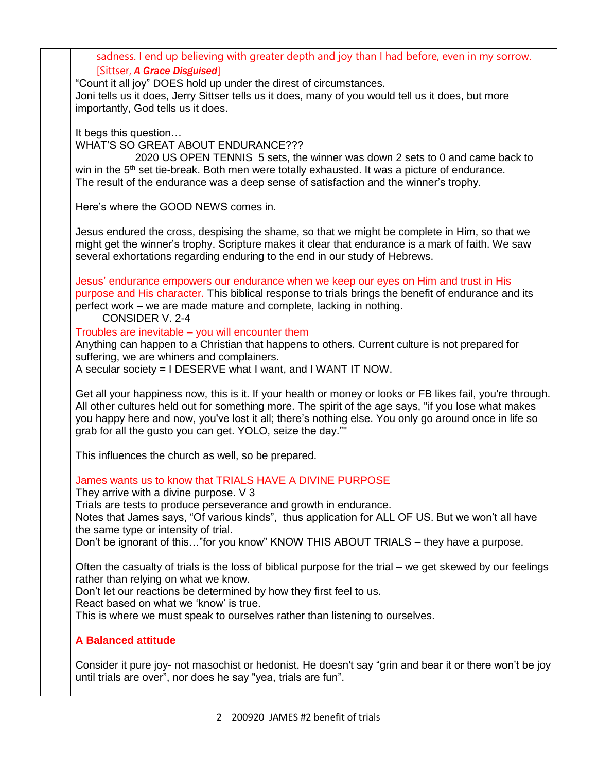sadness. I end up believing with greater depth and joy than I had before, even in my sorrow. [Sittser, ***A Grace Disguised***]

"Count it all joy" DOES hold up under the direst of circumstances.
Joni tells us it does, Jerry Sittser tells us it does, many of you would tell us it does, but more importantly, God tells us it does.

It begs this question…
WHAT'S SO GREAT ABOUT ENDURANCE???

2020 US OPEN TENNIS 5 sets, the winner was down 2 sets to 0 and came back to win in the 5th set tie-break. Both men were totally exhausted. It was a picture of endurance. The result of the endurance was a deep sense of satisfaction and the winner's trophy.

Here's where the GOOD NEWS comes in.

Jesus endured the cross, despising the shame, so that we might be complete in Him, so that we might get the winner's trophy. Scripture makes it clear that endurance is a mark of faith. We saw several exhortations regarding enduring to the end in our study of Hebrews.

Jesus' endurance empowers our endurance when we keep our eyes on Him and trust in His purpose and His character. This biblical response to trials brings the benefit of endurance and its perfect work – we are made mature and complete, lacking in nothing.

CONSIDER V. 2-4

Troubles are inevitable – you will encounter them

Anything can happen to a Christian that happens to others. Current culture is not prepared for suffering, we are whiners and complainers.
A secular society = I DESERVE what I want, and I WANT IT NOW.

Get all your happiness now, this is it. If your health or money or looks or FB likes fail, you're through. All other cultures held out for something more. The spirit of the age says, "if you lose what makes you happy here and now, you've lost it all; there's nothing else. You only go around once in life so grab for all the gusto you can get. YOLO, seize the day.""

This influences the church as well, so be prepared.

James wants us to know that TRIALS HAVE A DIVINE PURPOSE

They arrive with a divine purpose. V 3
Trials are tests to produce perseverance and growth in endurance.
Notes that James says, "Of various kinds", thus application for ALL OF US. But we won't all have the same type or intensity of trial.
Don't be ignorant of this…"for you know" KNOW THIS ABOUT TRIALS – they have a purpose.

Often the casualty of trials is the loss of biblical purpose for the trial – we get skewed by our feelings rather than relying on what we know.
Don't let our reactions be determined by how they first feel to us.
React based on what we 'know' is true.
This is where we must speak to ourselves rather than listening to ourselves.

**A Balanced attitude**

Consider it pure joy- not masochist or hedonist. He doesn't say "grin and bear it or there won't be joy until trials are over", nor does he say "yea, trials are fun".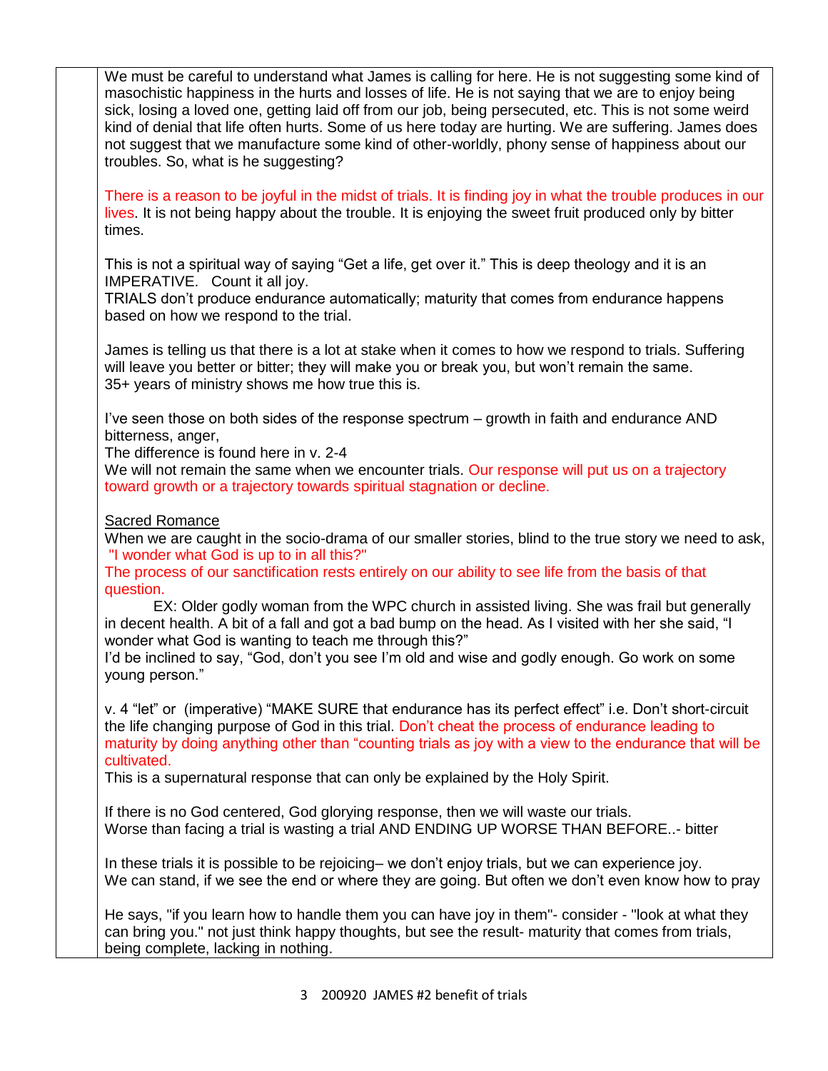We must be careful to understand what James is calling for here. He is not suggesting some kind of masochistic happiness in the hurts and losses of life. He is not saying that we are to enjoy being sick, losing a loved one, getting laid off from our job, being persecuted, etc. This is not some weird kind of denial that life often hurts. Some of us here today are hurting. We are suffering. James does not suggest that we manufacture some kind of other-worldly, phony sense of happiness about our troubles. So, what is he suggesting?

There is a reason to be joyful in the midst of trials. It is finding joy in what the trouble produces in our lives. It is not being happy about the trouble. It is enjoying the sweet fruit produced only by bitter times.

This is not a spiritual way of saying "Get a life, get over it." This is deep theology and it is an IMPERATIVE. Count it all joy.
TRIALS don't produce endurance automatically; maturity that comes from endurance happens based on how we respond to the trial.

James is telling us that there is a lot at stake when it comes to how we respond to trials. Suffering will leave you better or bitter; they will make you or break you, but won't remain the same.
35+ years of ministry shows me how true this is.

I've seen those on both sides of the response spectrum – growth in faith and endurance AND bitterness, anger,
The difference is found here in v. 2-4
We will not remain the same when we encounter trials. Our response will put us on a trajectory toward growth or a trajectory towards spiritual stagnation or decline.

<u>Sacred Romance</u>
When we are caught in the socio-drama of our smaller stories, blind to the true story we need to ask, "I wonder what God is up to in all this?"
The process of our sanctification rests entirely on our ability to see life from the basis of that question.
EX: Older godly woman from the WPC church in assisted living. She was frail but generally in decent health. A bit of a fall and got a bad bump on the head. As I visited with her she said, "I wonder what God is wanting to teach me through this?"
I'd be inclined to say, "God, don't you see I'm old and wise and godly enough. Go work on some young person."

v. 4 "let" or (imperative) "MAKE SURE that endurance has its perfect effect" i.e. Don't short-circuit the life changing purpose of God in this trial. Don't cheat the process of endurance leading to maturity by doing anything other than "counting trials as joy with a view to the endurance that will be cultivated.
This is a supernatural response that can only be explained by the Holy Spirit.

If there is no God centered, God glorying response, then we will waste our trials.
Worse than facing a trial is wasting a trial AND ENDING UP WORSE THAN BEFORE..- bitter

In these trials it is possible to be rejoicing– we don't enjoy trials, but we can experience joy.
We can stand, if we see the end or where they are going. But often we don't even know how to pray

He says, "if you learn how to handle them you can have joy in them"- consider - "look at what they can bring you." not just think happy thoughts, but see the result- maturity that comes from trials, being complete, lacking in nothing.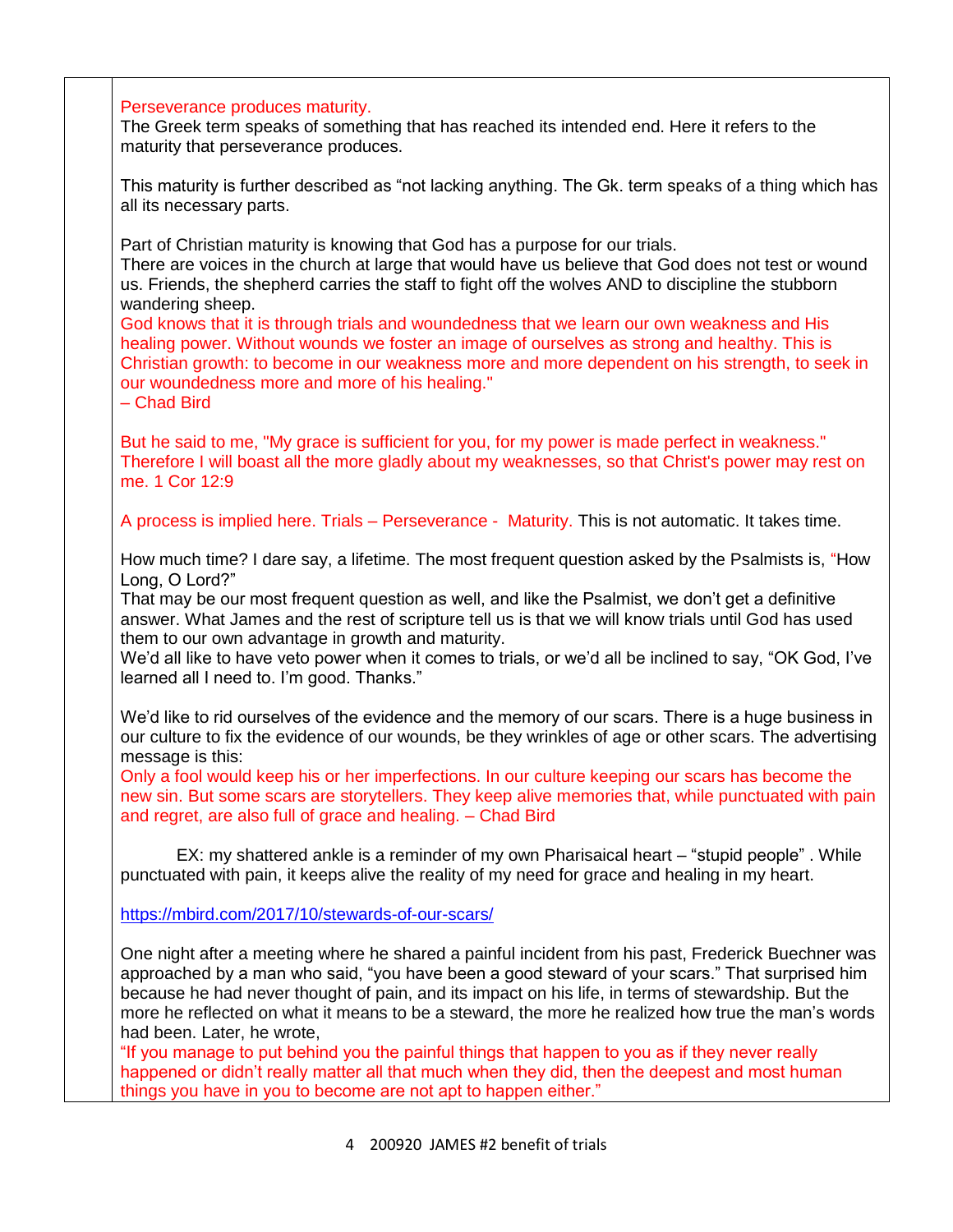Perseverance produces maturity.

The Greek term speaks of something that has reached its intended end. Here it refers to the maturity that perseverance produces.

This maturity is further described as "not lacking anything. The Gk. term speaks of a thing which has all its necessary parts.

Part of Christian maturity is knowing that God has a purpose for our trials.

There are voices in the church at large that would have us believe that God does not test or wound us. Friends, the shepherd carries the staff to fight off the wolves AND to discipline the stubborn wandering sheep.

God knows that it is through trials and woundedness that we learn our own weakness and His healing power. Without wounds we foster an image of ourselves as strong and healthy. This is Christian growth: to become in our weakness more and more dependent on his strength, to seek in our woundedness more and more of his healing."

– Chad Bird

But he said to me, "My grace is sufficient for you, for my power is made perfect in weakness." Therefore I will boast all the more gladly about my weaknesses, so that Christ's power may rest on me. 1 Cor 12:9

A process is implied here. Trials – Perseverance - Maturity. This is not automatic. It takes time.

How much time? I dare say, a lifetime. The most frequent question asked by the Psalmists is, "How Long, O Lord?"

That may be our most frequent question as well, and like the Psalmist, we don't get a definitive answer. What James and the rest of scripture tell us is that we will know trials until God has used them to our own advantage in growth and maturity.

We'd all like to have veto power when it comes to trials, or we'd all be inclined to say, "OK God, I've learned all I need to. I'm good. Thanks."

We'd like to rid ourselves of the evidence and the memory of our scars. There is a huge business in our culture to fix the evidence of our wounds, be they wrinkles of age or other scars. The advertising message is this:

Only a fool would keep his or her imperfections. In our culture keeping our scars has become the new sin. But some scars are storytellers. They keep alive memories that, while punctuated with pain and regret, are also full of grace and healing. – Chad Bird

EX: my shattered ankle is a reminder of my own Pharisaical heart – "stupid people" . While punctuated with pain, it keeps alive the reality of my need for grace and healing in my heart.

https://mbird.com/2017/10/stewards-of-our-scars/

One night after a meeting where he shared a painful incident from his past, Frederick Buechner was approached by a man who said, "you have been a good steward of your scars." That surprised him because he had never thought of pain, and its impact on his life, in terms of stewardship. But the more he reflected on what it means to be a steward, the more he realized how true the man's words had been. Later, he wrote,

"If you manage to put behind you the painful things that happen to you as if they never really happened or didn't really matter all that much when they did, then the deepest and most human things you have in you to become are not apt to happen either."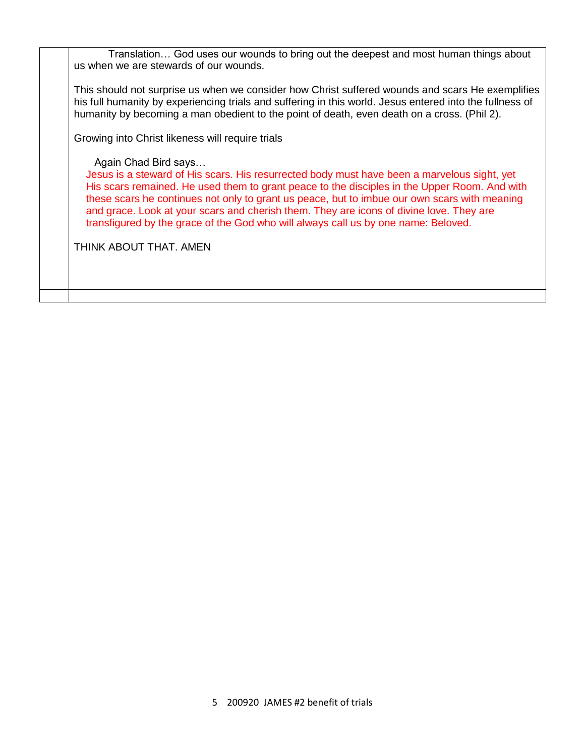Translation… God uses our wounds to bring out the deepest and most human things about us when we are stewards of our wounds.

This should not surprise us when we consider how Christ suffered wounds and scars He exemplifies his full humanity by experiencing trials and suffering in this world. Jesus entered into the fullness of humanity by becoming a man obedient to the point of death, even death on a cross. (Phil 2).

Growing into Christ likeness will require trials

Again Chad Bird says…

> Jesus is a steward of His scars. His resurrected body must have been a marvelous sight, yet His scars remained. He used them to grant peace to the disciples in the Upper Room. And with these scars he continues not only to grant us peace, but to imbue our own scars with meaning and grace. Look at your scars and cherish them. They are icons of divine love. They are transfigured by the grace of the God who will always call us by one name: Beloved.

THINK ABOUT THAT. AMEN